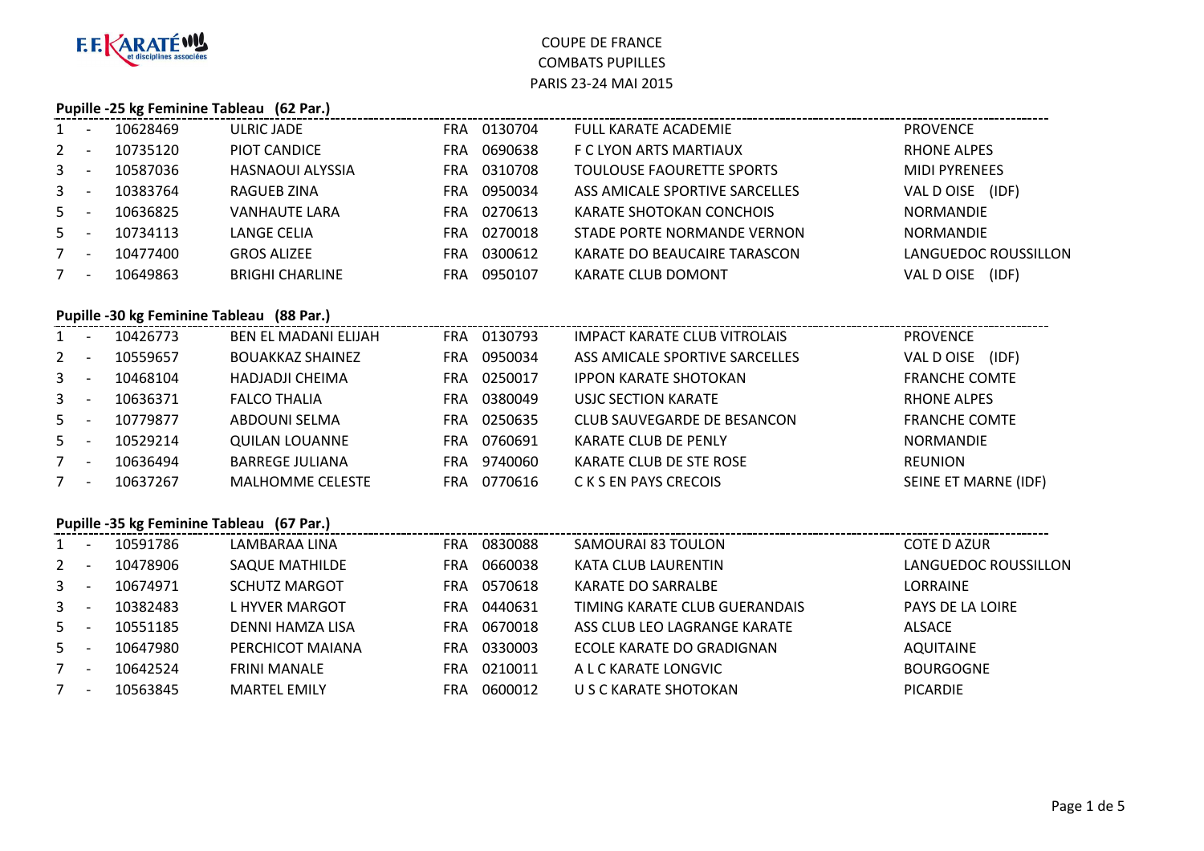F.F. KARATÉ et disciplines associées

COUPE DE FRANCE
COMBATS PUPILLES
PARIS 23-24 MAI 2015

## Pupille -25 kg Feminine Tableau (62 Par.)

| Rang | | Licence | Nom | Pays | Club N° | Club | Ligue |
|---|---|---|---|---|---|---|---|
| 1 | - | 10628469 | ULRIC JADE | FRA | 0130704 | FULL KARATE ACADEMIE | PROVENCE |
| 2 | - | 10735120 | PIOT CANDICE | FRA | 0690638 | F C LYON ARTS MARTIAUX | RHONE ALPES |
| 3 | - | 10587036 | HASNAOUI ALYSSIA | FRA | 0310708 | TOULOUSE FAOURETTE SPORTS | MIDI PYRENEES |
| 3 | - | 10383764 | RAGUEB ZINA | FRA | 0950034 | ASS AMICALE SPORTIVE SARCELLES | VAL D OISE (IDF) |
| 5 | - | 10636825 | VANHAUTE LARA | FRA | 0270613 | KARATE SHOTOKAN CONCHOIS | NORMANDIE |
| 5 | - | 10734113 | LANGE CELIA | FRA | 0270018 | STADE PORTE NORMANDE VERNON | NORMANDIE |
| 7 | - | 10477400 | GROS ALIZEE | FRA | 0300612 | KARATE DO BEAUCAIRE TARASCON | LANGUEDOC ROUSSILLON |
| 7 | - | 10649863 | BRIGHI CHARLINE | FRA | 0950107 | KARATE CLUB DOMONT | VAL D OISE (IDF) |

## Pupille -30 kg Feminine Tableau (88 Par.)

| Rang | | Licence | Nom | Pays | Club N° | Club | Ligue |
|---|---|---|---|---|---|---|---|
| 1 | - | 10426773 | BEN EL MADANI ELIJAH | FRA | 0130793 | IMPACT KARATE CLUB VITROLAIS | PROVENCE |
| 2 | - | 10559657 | BOUAKKAZ SHAINEZ | FRA | 0950034 | ASS AMICALE SPORTIVE SARCELLES | VAL D OISE (IDF) |
| 3 | - | 10468104 | HADJADJI CHEIMA | FRA | 0250017 | IPPON KARATE SHOTOKAN | FRANCHE COMTE |
| 3 | - | 10636371 | FALCO THALIA | FRA | 0380049 | USJC SECTION KARATE | RHONE ALPES |
| 5 | - | 10779877 | ABDOUNI SELMA | FRA | 0250635 | CLUB SAUVEGARDE DE BESANCON | FRANCHE COMTE |
| 5 | - | 10529214 | QUILAN LOUANNE | FRA | 0760691 | KARATE CLUB DE PENLY | NORMANDIE |
| 7 | - | 10636494 | BARREGE JULIANA | FRA | 9740060 | KARATE CLUB DE STE ROSE | REUNION |
| 7 | - | 10637267 | MALHOMME CELESTE | FRA | 0770616 | C K S EN PAYS CRECOIS | SEINE ET MARNE (IDF) |

## Pupille -35 kg Feminine Tableau (67 Par.)

| Rang | | Licence | Nom | Pays | Club N° | Club | Ligue |
|---|---|---|---|---|---|---|---|
| 1 | - | 10591786 | LAMBARAA LINA | FRA | 0830088 | SAMOURAI 83 TOULON | COTE D AZUR |
| 2 | - | 10478906 | SAQUE MATHILDE | FRA | 0660038 | KATA CLUB LAURENTIN | LANGUEDOC ROUSSILLON |
| 3 | - | 10674971 | SCHUTZ MARGOT | FRA | 0570618 | KARATE DO SARRALBE | LORRAINE |
| 3 | - | 10382483 | L HYVER MARGOT | FRA | 0440631 | TIMING KARATE CLUB GUERANDAIS | PAYS DE LA LOIRE |
| 5 | - | 10551185 | DENNI HAMZA LISA | FRA | 0670018 | ASS CLUB LEO LAGRANGE KARATE | ALSACE |
| 5 | - | 10647980 | PERCHICOT MAIANA | FRA | 0330003 | ECOLE KARATE DO GRADIGNAN | AQUITAINE |
| 7 | - | 10642524 | FRINI MANALE | FRA | 0210011 | A L C KARATE LONGVIC | BOURGOGNE |
| 7 | - | 10563845 | MARTEL EMILY | FRA | 0600012 | U S C KARATE SHOTOKAN | PICARDIE |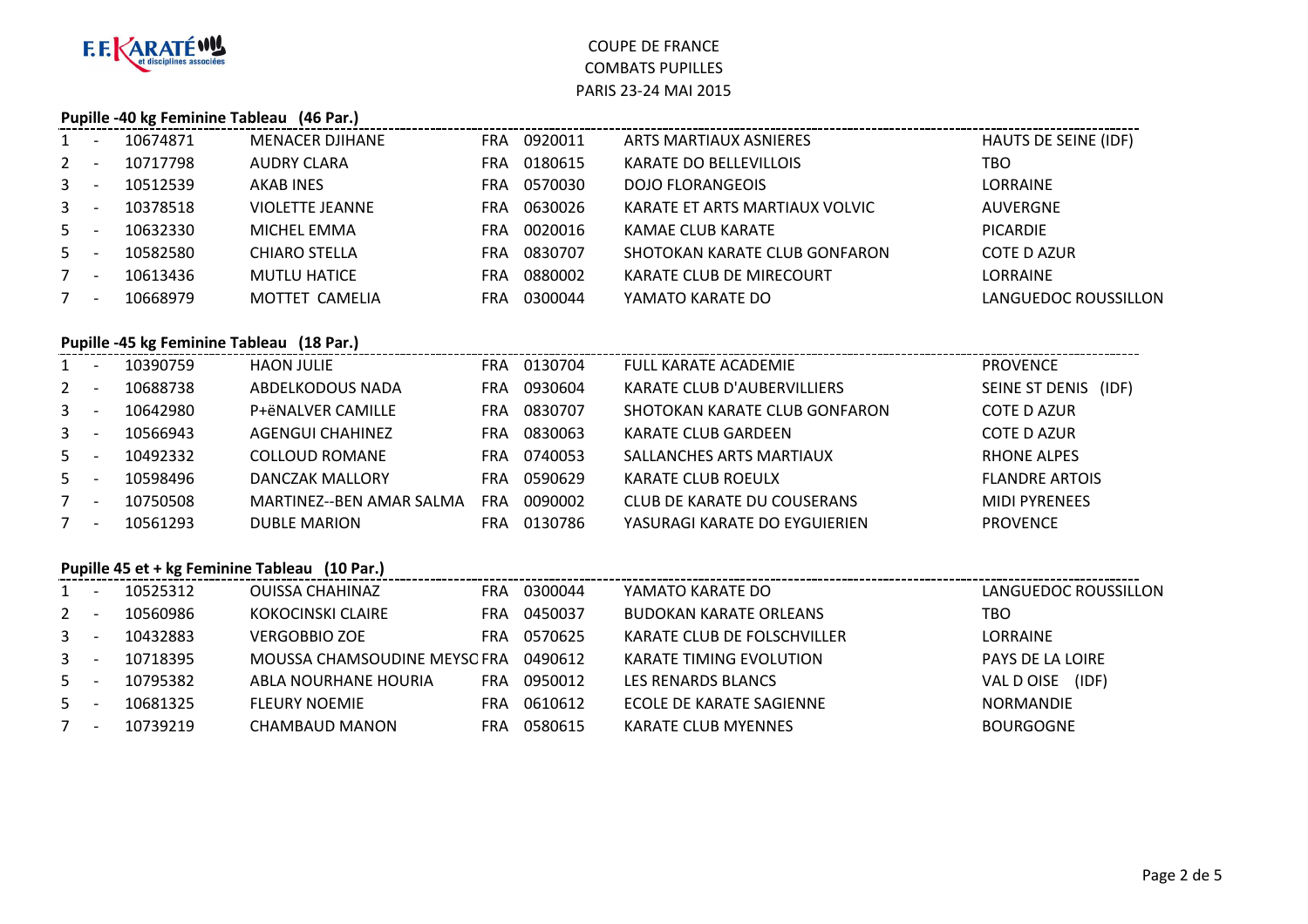F.F. KARATÉ et disciplines associées

COUPE DE FRANCE
COMBATS PUPILLES
PARIS 23-24 MAI 2015

### Pupille -40 kg Feminine Tableau (46 Par.)

| | | | | | | | |
|---|---|---|---|---|---|---|---|
| 1 - | 10674871 | MENACER DJIHANE | FRA | 0920011 | ARTS MARTIAUX ASNIERES | HAUTS DE SEINE (IDF) |
| 2 - | 10717798 | AUDRY CLARA | FRA | 0180615 | KARATE DO BELLEVILLOIS | TBO |
| 3 - | 10512539 | AKAB INES | FRA | 0570030 | DOJO FLORANGEOIS | LORRAINE |
| 3 - | 10378518 | VIOLETTE JEANNE | FRA | 0630026 | KARATE ET ARTS MARTIAUX VOLVIC | AUVERGNE |
| 5 - | 10632330 | MICHEL EMMA | FRA | 0020016 | KAMAE CLUB KARATE | PICARDIE |
| 5 - | 10582580 | CHIARO STELLA | FRA | 0830707 | SHOTOKAN KARATE CLUB GONFARON | COTE D AZUR |
| 7 - | 10613436 | MUTLU HATICE | FRA | 0880002 | KARATE CLUB DE MIRECOURT | LORRAINE |
| 7 - | 10668979 | MOTTET CAMELIA | FRA | 0300044 | YAMATO KARATE DO | LANGUEDOC ROUSSILLON |

### Pupille -45 kg Feminine Tableau (18 Par.)

| | | | | | | |
|---|---|---|---|---|---|---|
| 1 - | 10390759 | HAON JULIE | FRA | 0130704 | FULL KARATE ACADEMIE | PROVENCE |
| 2 - | 10688738 | ABDELKODOUS NADA | FRA | 0930604 | KARATE CLUB D'AUBERVILLIERS | SEINE ST DENIS (IDF) |
| 3 - | 10642980 | P+ëNALVER CAMILLE | FRA | 0830707 | SHOTOKAN KARATE CLUB GONFARON | COTE D AZUR |
| 3 - | 10566943 | AGENGUI CHAHINEZ | FRA | 0830063 | KARATE CLUB GARDEEN | COTE D AZUR |
| 5 - | 10492332 | COLLOUD ROMANE | FRA | 0740053 | SALLANCHES ARTS MARTIAUX | RHONE ALPES |
| 5 - | 10598496 | DANCZAK MALLORY | FRA | 0590629 | KARATE CLUB ROEULX | FLANDRE ARTOIS |
| 7 - | 10750508 | MARTINEZ--BEN AMAR SALMA | FRA | 0090002 | CLUB DE KARATE DU COUSERANS | MIDI PYRENEES |
| 7 - | 10561293 | DUBLE MARION | FRA | 0130786 | YASURAGI KARATE DO EYGUIERIEN | PROVENCE |

### Pupille 45 et + kg Feminine Tableau (10 Par.)

| | | | | | | |
|---|---|---|---|---|---|---|
| 1 - | 10525312 | OUISSA CHAHINAZ | FRA | 0300044 | YAMATO KARATE DO | LANGUEDOC ROUSSILLON |
| 2 - | 10560986 | KOKOCINSKI CLAIRE | FRA | 0450037 | BUDOKAN KARATE ORLEANS | TBO |
| 3 - | 10432883 | VERGOBBIO ZOE | FRA | 0570625 | KARATE CLUB DE FOLSCHVILLER | LORRAINE |
| 3 - | 10718395 | MOUSSA CHAMSOUDINE MEYSC | FRA | 0490612 | KARATE TIMING EVOLUTION | PAYS DE LA LOIRE |
| 5 - | 10795382 | ABLA NOURHANE HOURIA | FRA | 0950012 | LES RENARDS BLANCS | VAL D OISE (IDF) |
| 5 - | 10681325 | FLEURY NOEMIE | FRA | 0610612 | ECOLE DE KARATE SAGIENNE | NORMANDIE |
| 7 - | 10739219 | CHAMBAUD MANON | FRA | 0580615 | KARATE CLUB MYENNES | BOURGOGNE |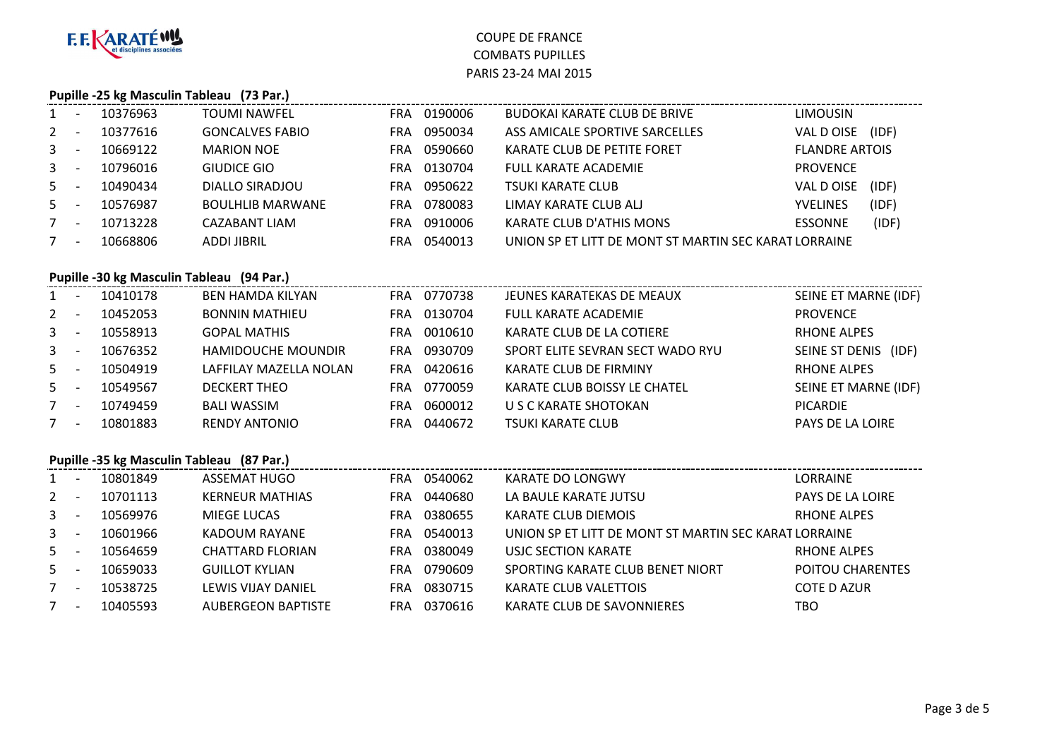F.F.KARATÉ et disciplines associées

# COUPE DE FRANCE
## COMBATS PUPILLES
### PARIS 23-24 MAI 2015

### Pupille -25 kg Masculin Tableau (73 Par.)

| | | | | | | | |
|---|---|---|---|---|---|---|---|
| 1 | - | 10376963 | TOUMI NAWFEL | FRA | 0190006 | BUDOKAI KARATE CLUB DE BRIVE | LIMOUSIN |
| 2 | - | 10377616 | GONCALVES FABIO | FRA | 0950034 | ASS AMICALE SPORTIVE SARCELLES | VAL D OISE (IDF) |
| 3 | - | 10669122 | MARION NOE | FRA | 0590660 | KARATE CLUB DE PETITE FORET | FLANDRE ARTOIS |
| 3 | - | 10796016 | GIUDICE GIO | FRA | 0130704 | FULL KARATE ACADEMIE | PROVENCE |
| 5 | - | 10490434 | DIALLO SIRADJOU | FRA | 0950622 | TSUKI KARATE CLUB | VAL D OISE (IDF) |
| 5 | - | 10576987 | BOULHLIB MARWANE | FRA | 0780083 | LIMAY KARATE CLUB ALJ | YVELINES (IDF) |
| 7 | - | 10713228 | CAZABANT LIAM | FRA | 0910006 | KARATE CLUB D'ATHIS MONS | ESSONNE (IDF) |
| 7 | - | 10668806 | ADDI JIBRIL | FRA | 0540013 | UNION SP ET LITT DE MONT ST MARTIN SEC KARAT | LORRAINE |

### Pupille -30 kg Masculin Tableau (94 Par.)

| | | | | | | | |
|---|---|---|---|---|---|---|---|
| 1 | - | 10410178 | BEN HAMDA KILYAN | FRA | 0770738 | JEUNES KARATEKAS DE MEAUX | SEINE ET MARNE (IDF) |
| 2 | - | 10452053 | BONNIN MATHIEU | FRA | 0130704 | FULL KARATE ACADEMIE | PROVENCE |
| 3 | - | 10558913 | GOPAL MATHIS | FRA | 0010610 | KARATE CLUB DE LA COTIERE | RHONE ALPES |
| 3 | - | 10676352 | HAMIDOUCHE MOUNDIR | FRA | 0930709 | SPORT ELITE SEVRAN SECT WADO RYU | SEINE ST DENIS (IDF) |
| 5 | - | 10504919 | LAFFILAY MAZELLA NOLAN | FRA | 0420616 | KARATE CLUB DE FIRMINY | RHONE ALPES |
| 5 | - | 10549567 | DECKERT THEO | FRA | 0770059 | KARATE CLUB BOISSY LE CHATEL | SEINE ET MARNE (IDF) |
| 7 | - | 10749459 | BALI WASSIM | FRA | 0600012 | U S C KARATE SHOTOKAN | PICARDIE |
| 7 | - | 10801883 | RENDY ANTONIO | FRA | 0440672 | TSUKI KARATE CLUB | PAYS DE LA LOIRE |

### Pupille -35 kg Masculin Tableau (87 Par.)

| | | | | | | | |
|---|---|---|---|---|---|---|---|
| 1 | - | 10801849 | ASSEMAT HUGO | FRA | 0540062 | KARATE DO LONGWY | LORRAINE |
| 2 | - | 10701113 | KERNEUR MATHIAS | FRA | 0440680 | LA BAULE KARATE JUTSU | PAYS DE LA LOIRE |
| 3 | - | 10569976 | MIEGE LUCAS | FRA | 0380655 | KARATE CLUB DIEMOIS | RHONE ALPES |
| 3 | - | 10601966 | KADOUM RAYANE | FRA | 0540013 | UNION SP ET LITT DE MONT ST MARTIN SEC KARAT | LORRAINE |
| 5 | - | 10564659 | CHATTARD FLORIAN | FRA | 0380049 | USJC SECTION KARATE | RHONE ALPES |
| 5 | - | 10659033 | GUILLOT KYLIAN | FRA | 0790609 | SPORTING KARATE CLUB BENET NIORT | POITOU CHARENTES |
| 7 | - | 10538725 | LEWIS VIJAY DANIEL | FRA | 0830715 | KARATE CLUB VALETTOIS | COTE D AZUR |
| 7 | - | 10405593 | AUBERGEON BAPTISTE | FRA | 0370616 | KARATE CLUB DE SAVONNIERES | TBO |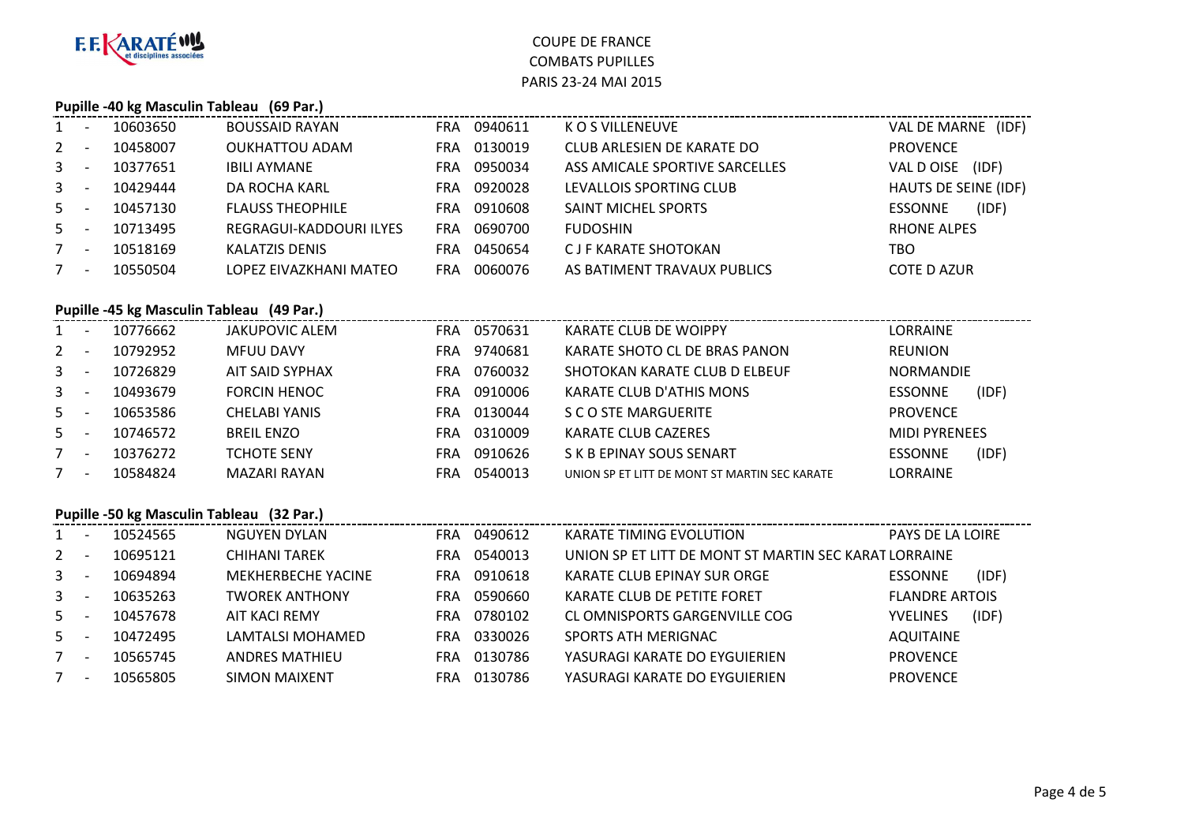F.F. KARATÉ et disciplines associées

# COUPE DE FRANCE
## COMBATS PUPILLES
### PARIS 23-24 MAI 2015

**Pupille -40 kg Masculin Tableau (69 Par.)**

| | | | | | | | |
|---|---|---|---|---|---|---|---|
| 1 | - | 10603650 | BOUSSAID RAYAN | FRA | 0940611 | K O S VILLENEUVE | VAL DE MARNE (IDF) |
| 2 | - | 10458007 | OUKHATTOU ADAM | FRA | 0130019 | CLUB ARLESIEN DE KARATE DO | PROVENCE |
| 3 | - | 10377651 | IBILI AYMANE | FRA | 0950034 | ASS AMICALE SPORTIVE SARCELLES | VAL D OISE (IDF) |
| 3 | - | 10429444 | DA ROCHA KARL | FRA | 0920028 | LEVALLOIS SPORTING CLUB | HAUTS DE SEINE (IDF) |
| 5 | - | 10457130 | FLAUSS THEOPHILE | FRA | 0910608 | SAINT MICHEL SPORTS | ESSONNE (IDF) |
| 5 | - | 10713495 | REGRAGUI-KADDOURI ILYES | FRA | 0690700 | FUDOSHIN | RHONE ALPES |
| 7 | - | 10518169 | KALATZIS DENIS | FRA | 0450654 | C J F KARATE SHOTOKAN | TBO |
| 7 | - | 10550504 | LOPEZ EIVAZKHANI MATEO | FRA | 0060076 | AS BATIMENT TRAVAUX PUBLICS | COTE D AZUR |

**Pupille -45 kg Masculin Tableau (49 Par.)**

| | | | | | | | |
|---|---|---|---|---|---|---|---|
| 1 | - | 10776662 | JAKUPOVIC ALEM | FRA | 0570631 | KARATE CLUB DE WOIPPY | LORRAINE |
| 2 | - | 10792952 | MFUU DAVY | FRA | 9740681 | KARATE SHOTO CL DE BRAS PANON | REUNION |
| 3 | - | 10726829 | AIT SAID SYPHAX | FRA | 0760032 | SHOTOKAN KARATE CLUB D ELBEUF | NORMANDIE |
| 3 | - | 10493679 | FORCIN HENOC | FRA | 0910006 | KARATE CLUB D'ATHIS MONS | ESSONNE (IDF) |
| 5 | - | 10653586 | CHELABI YANIS | FRA | 0130044 | S C O STE MARGUERITE | PROVENCE |
| 5 | - | 10746572 | BREIL ENZO | FRA | 0310009 | KARATE CLUB CAZERES | MIDI PYRENEES |
| 7 | - | 10376272 | TCHOTE SENY | FRA | 0910626 | S K B EPINAY SOUS SENART | ESSONNE (IDF) |
| 7 | - | 10584824 | MAZARI RAYAN | FRA | 0540013 | UNION SP ET LITT DE MONT ST MARTIN SEC KARATE | LORRAINE |

**Pupille -50 kg Masculin Tableau (32 Par.)**

| | | | | | | | |
|---|---|---|---|---|---|---|---|
| 1 | - | 10524565 | NGUYEN DYLAN | FRA | 0490612 | KARATE TIMING EVOLUTION | PAYS DE LA LOIRE |
| 2 | - | 10695121 | CHIHANI TAREK | FRA | 0540013 | UNION SP ET LITT DE MONT ST MARTIN SEC KARAT | LORRAINE |
| 3 | - | 10694894 | MEKHERBECHE YACINE | FRA | 0910618 | KARATE CLUB EPINAY SUR ORGE | ESSONNE (IDF) |
| 3 | - | 10635263 | TWOREK ANTHONY | FRA | 0590660 | KARATE CLUB DE PETITE FORET | FLANDRE ARTOIS |
| 5 | - | 10457678 | AIT KACI REMY | FRA | 0780102 | CL OMNISPORTS GARGENVILLE COG | YVELINES (IDF) |
| 5 | - | 10472495 | LAMTALSI MOHAMED | FRA | 0330026 | SPORTS ATH MERIGNAC | AQUITAINE |
| 7 | - | 10565745 | ANDRES MATHIEU | FRA | 0130786 | YASURAGI KARATE DO EYGUIERIEN | PROVENCE |
| 7 | - | 10565805 | SIMON MAIXENT | FRA | 0130786 | YASURAGI KARATE DO EYGUIERIEN | PROVENCE |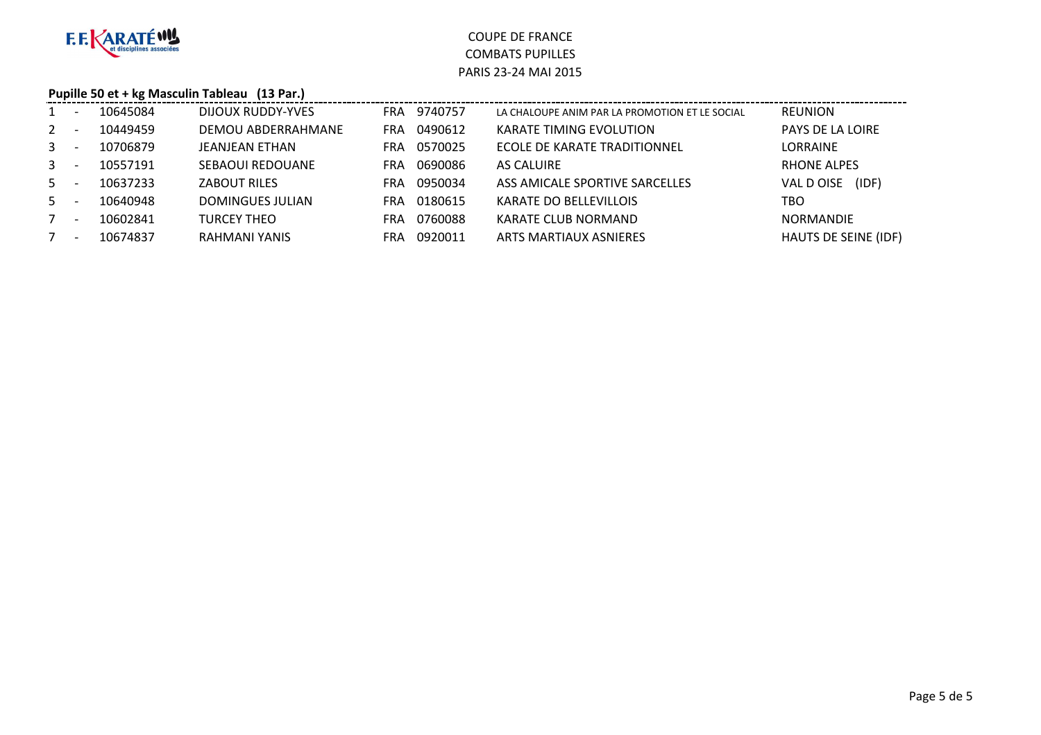COUPE DE FRANCE
COMBATS PUPILLES
PARIS 23-24 MAI 2015

**Pupille 50 et + kg Masculin Tableau (13 Par.)**

| | | | | | | | |
|---|---|---|---|---|---|---|---|
| 1 | - | 10645084 | DIJOUX RUDDY-YVES | FRA | 9740757 | LA CHALOUPE ANIM PAR LA PROMOTION ET LE SOCIAL | REUNION |
| 2 | - | 10449459 | DEMOU ABDERRAHMANE | FRA | 0490612 | KARATE TIMING EVOLUTION | PAYS DE LA LOIRE |
| 3 | - | 10706879 | JEANJEAN ETHAN | FRA | 0570025 | ECOLE DE KARATE TRADITIONNEL | LORRAINE |
| 3 | - | 10557191 | SEBAOUI REDOUANE | FRA | 0690086 | AS CALUIRE | RHONE ALPES |
| 5 | - | 10637233 | ZABOUT RILES | FRA | 0950034 | ASS AMICALE SPORTIVE SARCELLES | VAL D OISE (IDF) |
| 5 | - | 10640948 | DOMINGUES JULIAN | FRA | 0180615 | KARATE DO BELLEVILLOIS | TBO |
| 7 | - | 10602841 | TURCEY THEO | FRA | 0760088 | KARATE CLUB NORMAND | NORMANDIE |
| 7 | - | 10674837 | RAHMANI YANIS | FRA | 0920011 | ARTS MARTIAUX ASNIERES | HAUTS DE SEINE (IDF) |